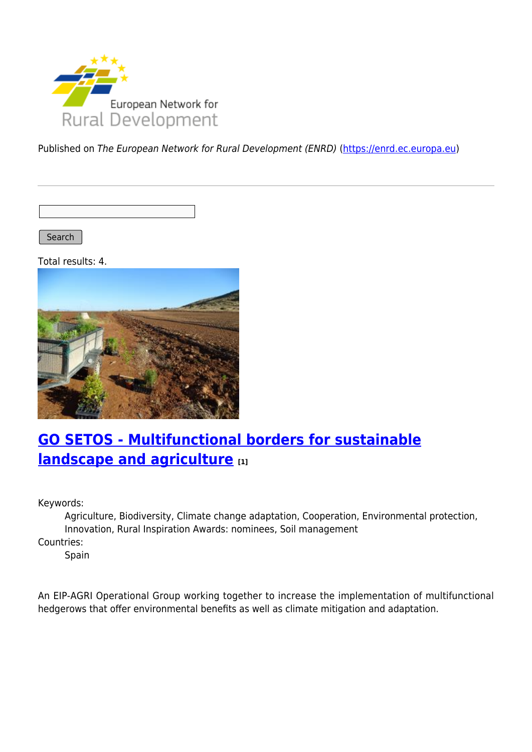Published on *The European Network for Rural Development (ENRD)* (https://enrd.ec.europa.eu)

Search

Total results: 4.

## GO SETOS - Multifunctional borders for sustainable landscape and agriculture [1]

Keywords:
: Agriculture, Biodiversity, Climate change adaptation, Cooperation, Environmental protection, Innovation, Rural Inspiration Awards: nominees, Soil management

Countries:
: Spain

An EIP-AGRI Operational Group working together to increase the implementation of multifunctional hedgerows that offer environmental benefits as well as climate mitigation and adaptation.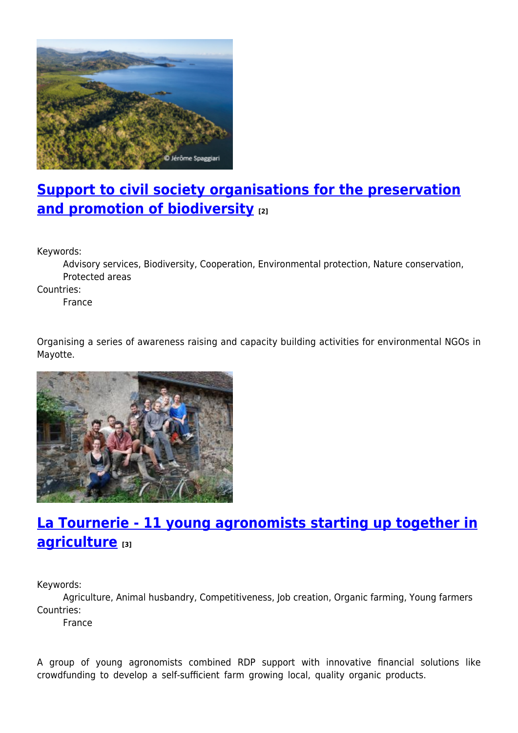## Support to civil society organisations for the preservation and promotion of biodiversity [2]

Keywords:
: Advisory services, Biodiversity, Cooperation, Environmental protection, Nature conservation, Protected areas

Countries:
: France

Organising a series of awareness raising and capacity building activities for environmental NGOs in Mayotte.

## La Tournerie - 11 young agronomists starting up together in agriculture [3]

Keywords:
: Agriculture, Animal husbandry, Competitiveness, Job creation, Organic farming, Young farmers

Countries:
: France

A group of young agronomists combined RDP support with innovative financial solutions like crowdfunding to develop a self-sufficient farm growing local, quality organic products.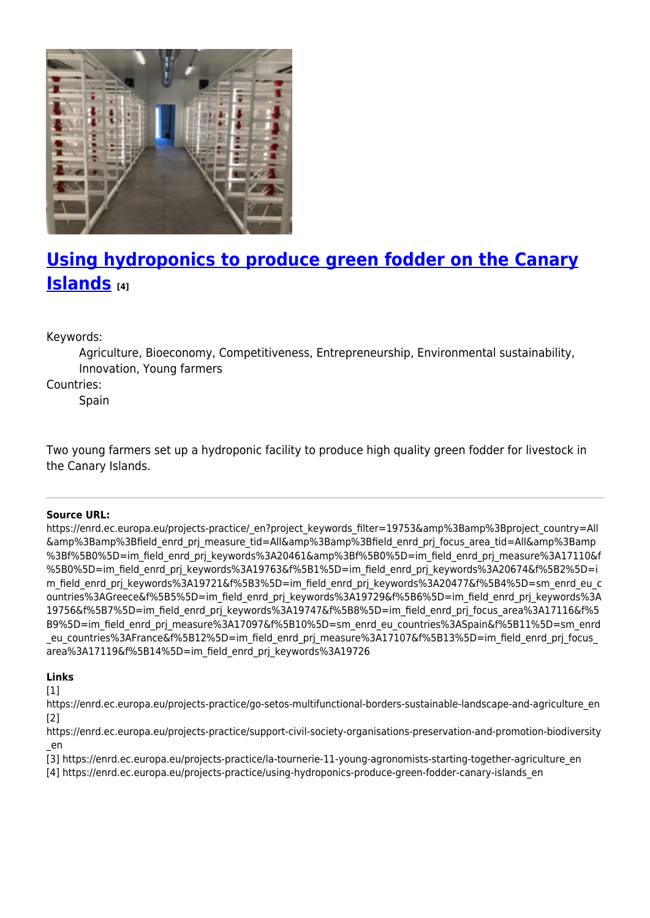## [Using hydroponics to produce green fodder on the Canary Islands](https://enrd.ec.europa.eu/projects-practice/using-hydroponics-produce-green-fodder-canary-islands_en) [4]

Keywords:

Agriculture, Bioeconomy, Competitiveness, Entrepreneurship, Environmental sustainability, Innovation, Young farmers

Countries:

Spain

Two young farmers set up a hydroponic facility to produce high quality green fodder for livestock in the Canary Islands.

---

**Source URL:**
https://enrd.ec.europa.eu/projects-practice/_en?project_keywords_filter=19753&amp%3Bamp%3Bproject_country=All&amp%3Bamp%3Bfield_enrd_prj_measure_tid=All&amp%3Bamp%3Bfield_enrd_prj_focus_area_tid=All&amp%3Bamp%3Bf%5B0%5D=im_field_enrd_prj_keywords%3A20461&amp%3Bf%5B0%5D=im_field_enrd_prj_measure%3A17110&f%5B0%5D=im_field_enrd_prj_keywords%3A19763&f%5B1%5D=im_field_enrd_prj_keywords%3A20674&f%5B2%5D=im_field_enrd_prj_keywords%3A19721&f%5B3%5D=im_field_enrd_prj_keywords%3A20477&f%5B4%5D=sm_enrd_eu_countries%3AGreece&f%5B5%5D=im_field_enrd_prj_keywords%3A19729&f%5B6%5D=im_field_enrd_prj_keywords%3A19756&f%5B7%5D=im_field_enrd_prj_keywords%3A19747&f%5B8%5D=im_field_enrd_prj_focus_area%3A17116&f%5B9%5D=im_field_enrd_prj_measure%3A17097&f%5B10%5D=sm_enrd_eu_countries%3ASpain&f%5B11%5D=sm_enrd_eu_countries%3AFrance&f%5B12%5D=im_field_enrd_prj_measure%3A17107&f%5B13%5D=im_field_enrd_prj_focus_area%3A17119&f%5B14%5D=im_field_enrd_prj_keywords%3A19726

**Links**

[1] https://enrd.ec.europa.eu/projects-practice/go-setos-multifunctional-borders-sustainable-landscape-and-agriculture_en

[2] https://enrd.ec.europa.eu/projects-practice/support-civil-society-organisations-preservation-and-promotion-biodiversity_en

[3] https://enrd.ec.europa.eu/projects-practice/la-tournerie-11-young-agronomists-starting-together-agriculture_en

[4] https://enrd.ec.europa.eu/projects-practice/using-hydroponics-produce-green-fodder-canary-islands_en